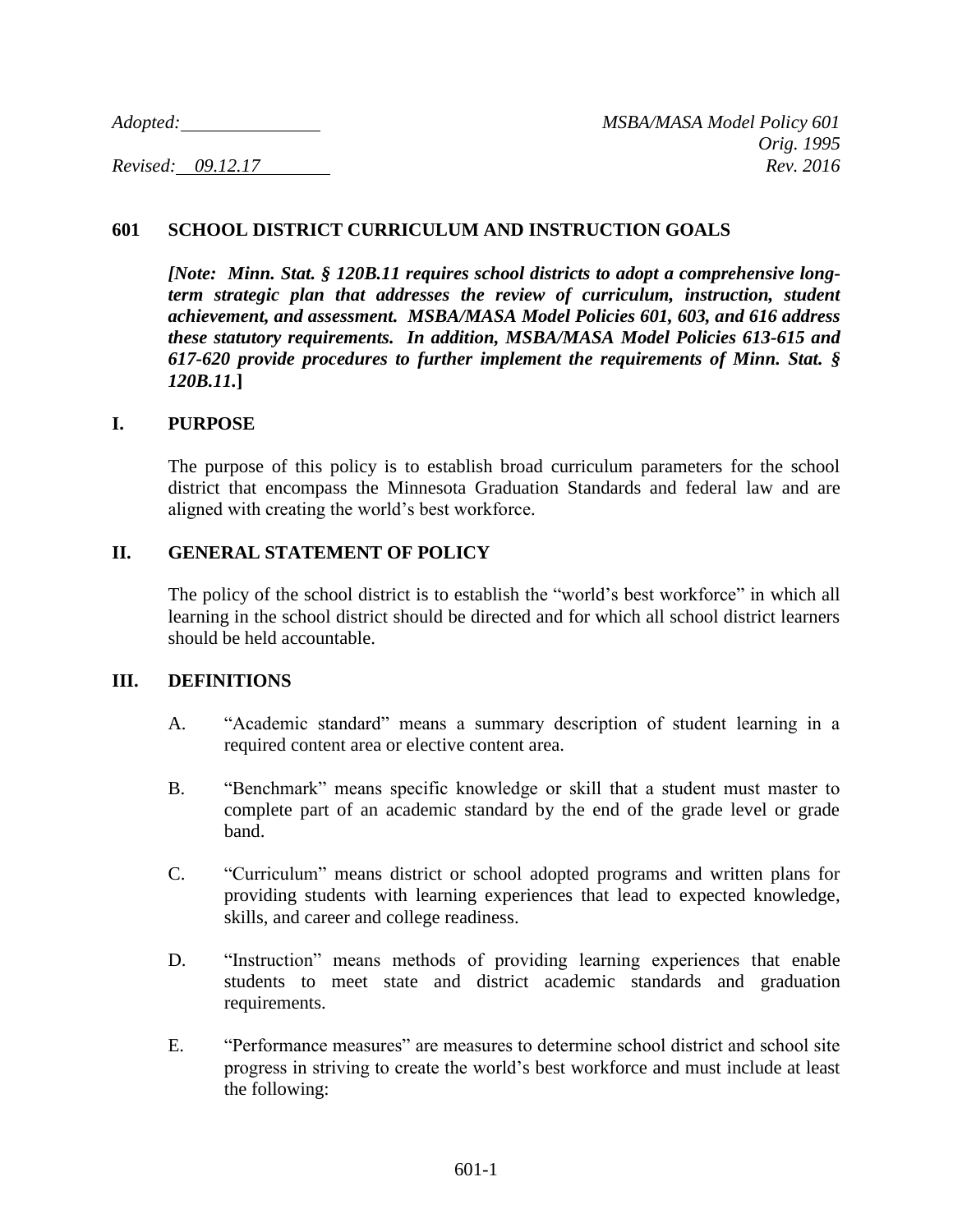Adopted: ______________ | MSBA/MASA Model Policy 601
Orig. 1995
Revised: 09.12.17 | Rev. 2016

# 601 SCHOOL DISTRICT CURRICULUM AND INSTRUCTION GOALS

***[Note: Minn. Stat. § 120B.11 requires school districts to adopt a comprehensive long-term strategic plan that addresses the review of curriculum, instruction, student achievement, and assessment. MSBA/MASA Model Policies 601, 603, and 616 address these statutory requirements. In addition, MSBA/MASA Model Policies 613-615 and 617-620 provide procedures to further implement the requirements of Minn. Stat. § 120B.11.]***

## I. PURPOSE

The purpose of this policy is to establish broad curriculum parameters for the school district that encompass the Minnesota Graduation Standards and federal law and are aligned with creating the world's best workforce.

## II. GENERAL STATEMENT OF POLICY

The policy of the school district is to establish the "world's best workforce" in which all learning in the school district should be directed and for which all school district learners should be held accountable.

## III. DEFINITIONS

A. "Academic standard" means a summary description of student learning in a required content area or elective content area.

B. "Benchmark" means specific knowledge or skill that a student must master to complete part of an academic standard by the end of the grade level or grade band.

C. "Curriculum" means district or school adopted programs and written plans for providing students with learning experiences that lead to expected knowledge, skills, and career and college readiness.

D. "Instruction" means methods of providing learning experiences that enable students to meet state and district academic standards and graduation requirements.

E. "Performance measures" are measures to determine school district and school site progress in striving to create the world's best workforce and must include at least the following: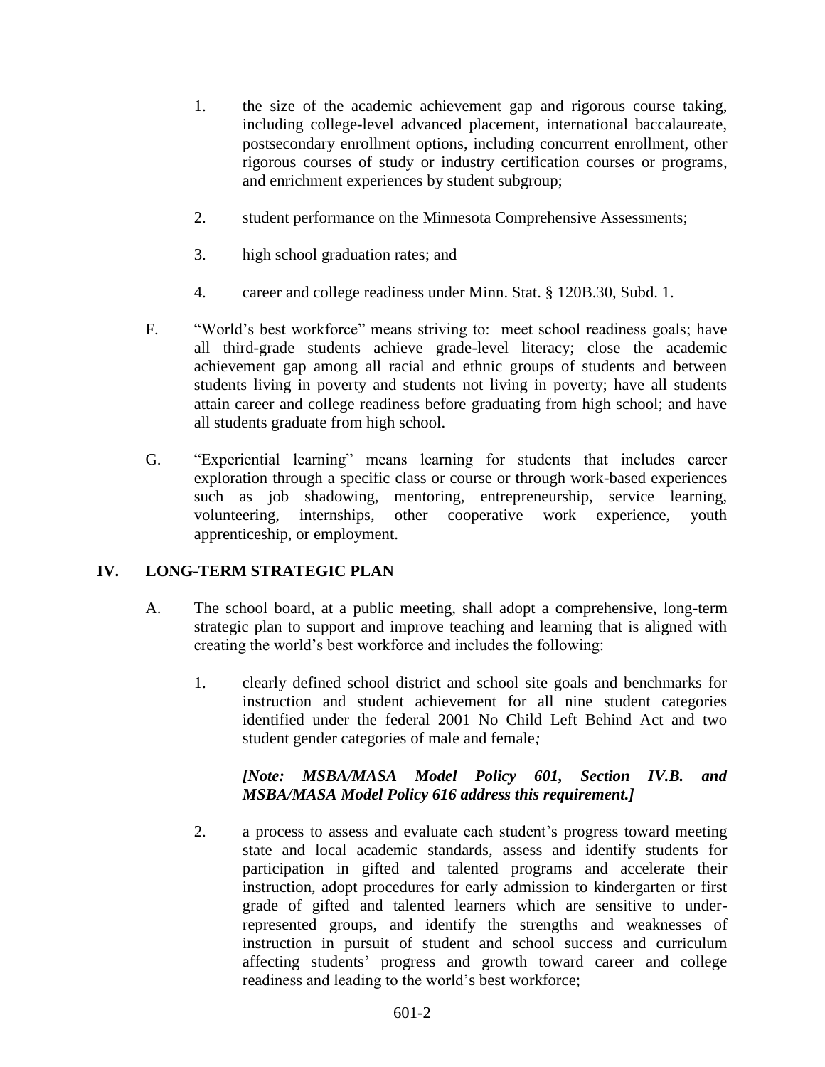1. the size of the academic achievement gap and rigorous course taking, including college-level advanced placement, international baccalaureate, postsecondary enrollment options, including concurrent enrollment, other rigorous courses of study or industry certification courses or programs, and enrichment experiences by student subgroup;

2. student performance on the Minnesota Comprehensive Assessments;

3. high school graduation rates; and

4. career and college readiness under Minn. Stat. § 120B.30, Subd. 1.

F. "World's best workforce" means striving to: meet school readiness goals; have all third-grade students achieve grade-level literacy; close the academic achievement gap among all racial and ethnic groups of students and between students living in poverty and students not living in poverty; have all students attain career and college readiness before graduating from high school; and have all students graduate from high school.

G. "Experiential learning" means learning for students that includes career exploration through a specific class or course or through work-based experiences such as job shadowing, mentoring, entrepreneurship, service learning, volunteering, internships, other cooperative work experience, youth apprenticeship, or employment.

## IV. LONG-TERM STRATEGIC PLAN

A. The school board, at a public meeting, shall adopt a comprehensive, long-term strategic plan to support and improve teaching and learning that is aligned with creating the world's best workforce and includes the following:

1. clearly defined school district and school site goals and benchmarks for instruction and student achievement for all nine student categories identified under the federal 2001 No Child Left Behind Act and two student gender categories of male and female*;*

   ***[Note: MSBA/MASA Model Policy 601, Section IV.B. and MSBA/MASA Model Policy 616 address this requirement.]***

2. a process to assess and evaluate each student's progress toward meeting state and local academic standards, assess and identify students for participation in gifted and talented programs and accelerate their instruction, adopt procedures for early admission to kindergarten or first grade of gifted and talented learners which are sensitive to under-represented groups, and identify the strengths and weaknesses of instruction in pursuit of student and school success and curriculum affecting students' progress and growth toward career and college readiness and leading to the world's best workforce;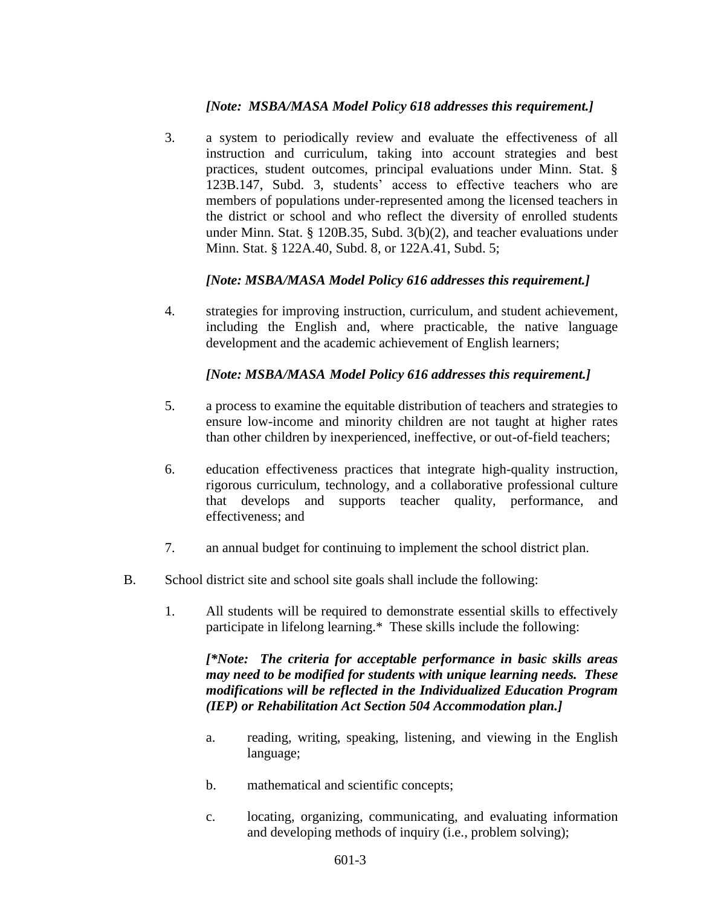*[Note: MSBA/MASA Model Policy 618 addresses this requirement.]*

3. a system to periodically review and evaluate the effectiveness of all instruction and curriculum, taking into account strategies and best practices, student outcomes, principal evaluations under Minn. Stat. § 123B.147, Subd. 3, students' access to effective teachers who are members of populations under-represented among the licensed teachers in the district or school and who reflect the diversity of enrolled students under Minn. Stat. § 120B.35, Subd. 3(b)(2), and teacher evaluations under Minn. Stat. § 122A.40, Subd. 8, or 122A.41, Subd. 5;

   ***[Note: MSBA/MASA Model Policy 616 addresses this requirement.]***

4. strategies for improving instruction, curriculum, and student achievement, including the English and, where practicable, the native language development and the academic achievement of English learners;

   ***[Note: MSBA/MASA Model Policy 616 addresses this requirement.]***

5. a process to examine the equitable distribution of teachers and strategies to ensure low-income and minority children are not taught at higher rates than other children by inexperienced, ineffective, or out-of-field teachers;

6. education effectiveness practices that integrate high-quality instruction, rigorous curriculum, technology, and a collaborative professional culture that develops and supports teacher quality, performance, and effectiveness; and

7. an annual budget for continuing to implement the school district plan.

B. School district site and school site goals shall include the following:

   1. All students will be required to demonstrate essential skills to effectively participate in lifelong learning.* These skills include the following:

      ***[*Note: The criteria for acceptable performance in basic skills areas may need to be modified for students with unique learning needs. These modifications will be reflected in the Individualized Education Program (IEP) or Rehabilitation Act Section 504 Accommodation plan.]***

      a. reading, writing, speaking, listening, and viewing in the English language;

      b. mathematical and scientific concepts;

      c. locating, organizing, communicating, and evaluating information and developing methods of inquiry (i.e., problem solving);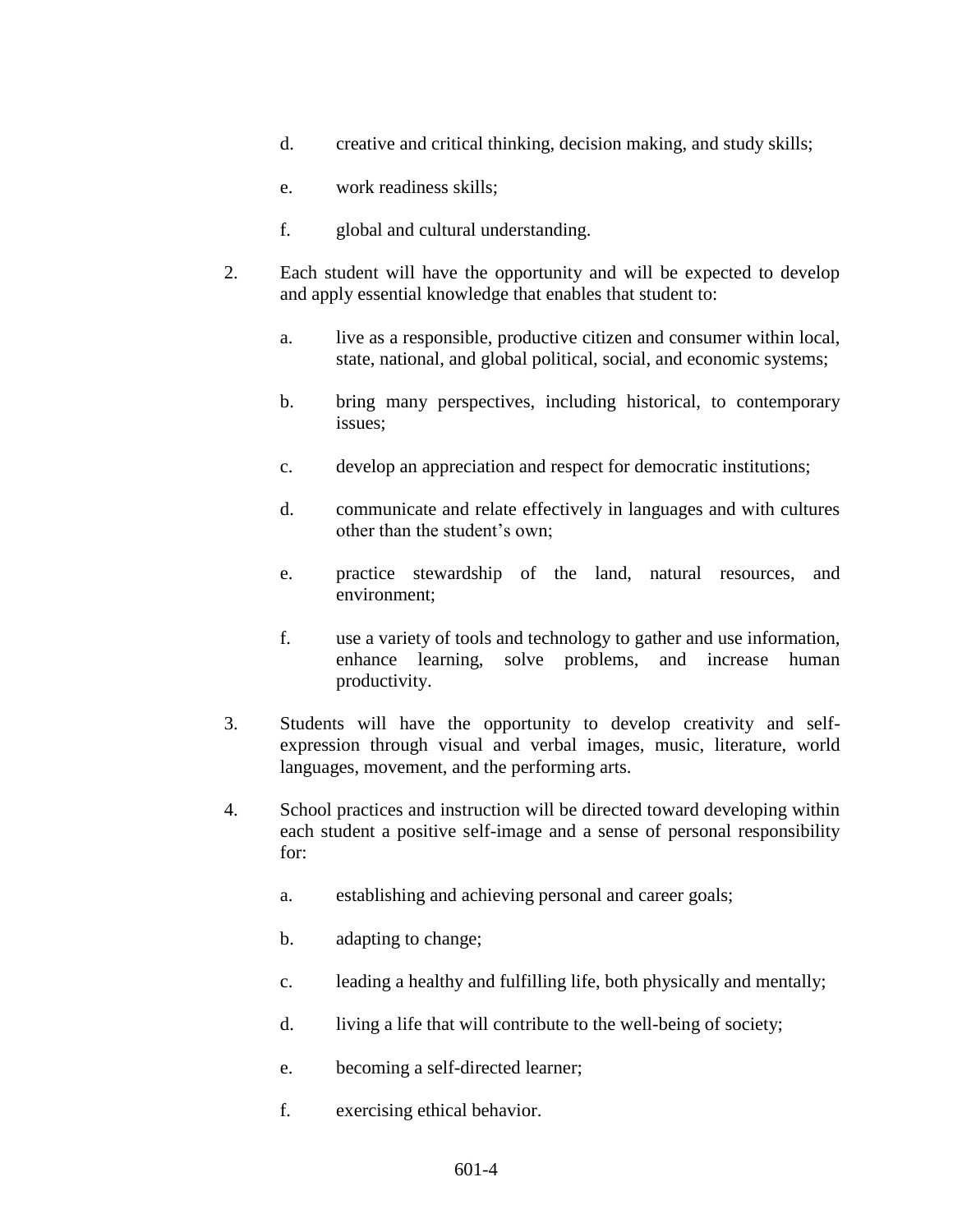d. creative and critical thinking, decision making, and study skills;

   e. work readiness skills;

   f. global and cultural understanding.

2. Each student will have the opportunity and will be expected to develop and apply essential knowledge that enables that student to:

   a. live as a responsible, productive citizen and consumer within local, state, national, and global political, social, and economic systems;

   b. bring many perspectives, including historical, to contemporary issues;

   c. develop an appreciation and respect for democratic institutions;

   d. communicate and relate effectively in languages and with cultures other than the student's own;

   e. practice stewardship of the land, natural resources, and environment;

   f. use a variety of tools and technology to gather and use information, enhance learning, solve problems, and increase human productivity.

3. Students will have the opportunity to develop creativity and self-expression through visual and verbal images, music, literature, world languages, movement, and the performing arts.

4. School practices and instruction will be directed toward developing within each student a positive self-image and a sense of personal responsibility for:

   a. establishing and achieving personal and career goals;

   b. adapting to change;

   c. leading a healthy and fulfilling life, both physically and mentally;

   d. living a life that will contribute to the well-being of society;

   e. becoming a self-directed learner;

   f. exercising ethical behavior.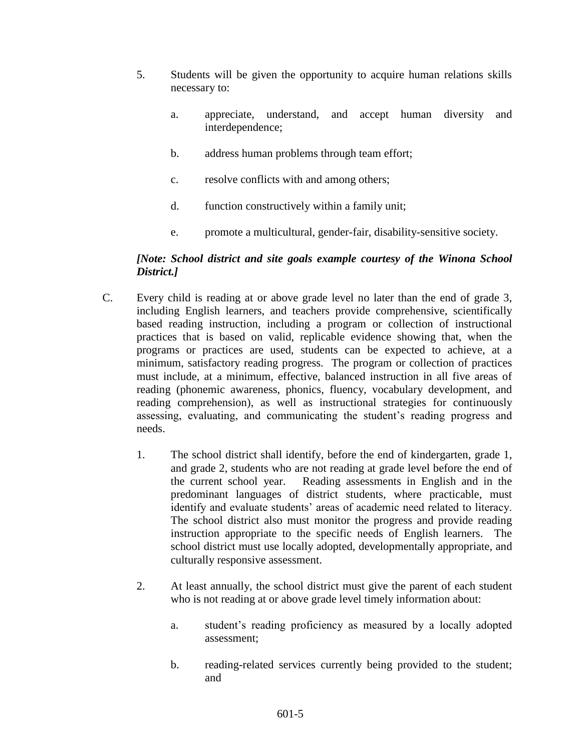5. Students will be given the opportunity to acquire human relations skills necessary to:

    a. appreciate, understand, and accept human diversity and interdependence;

    b. address human problems through team effort;

    c. resolve conflicts with and among others;

    d. function constructively within a family unit;

    e. promote a multicultural, gender-fair, disability-sensitive society.

***[Note: School district and site goals example courtesy of the Winona School District.]***

C. Every child is reading at or above grade level no later than the end of grade 3, including English learners, and teachers provide comprehensive, scientifically based reading instruction, including a program or collection of instructional practices that is based on valid, replicable evidence showing that, when the programs or practices are used, students can be expected to achieve, at a minimum, satisfactory reading progress. The program or collection of practices must include, at a minimum, effective, balanced instruction in all five areas of reading (phonemic awareness, phonics, fluency, vocabulary development, and reading comprehension), as well as instructional strategies for continuously assessing, evaluating, and communicating the student's reading progress and needs.

1. The school district shall identify, before the end of kindergarten, grade 1, and grade 2, students who are not reading at grade level before the end of the current school year. Reading assessments in English and in the predominant languages of district students, where practicable, must identify and evaluate students' areas of academic need related to literacy. The school district also must monitor the progress and provide reading instruction appropriate to the specific needs of English learners. The school district must use locally adopted, developmentally appropriate, and culturally responsive assessment.

2. At least annually, the school district must give the parent of each student who is not reading at or above grade level timely information about:

    a. student's reading proficiency as measured by a locally adopted assessment;

    b. reading-related services currently being provided to the student; and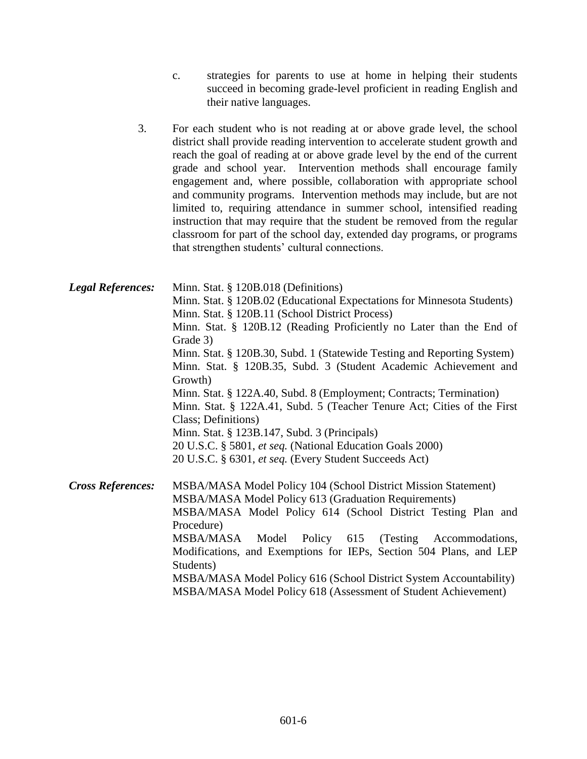c. strategies for parents to use at home in helping their students succeed in becoming grade-level proficient in reading English and their native languages.

3. For each student who is not reading at or above grade level, the school district shall provide reading intervention to accelerate student growth and reach the goal of reading at or above grade level by the end of the current grade and school year. Intervention methods shall encourage family engagement and, where possible, collaboration with appropriate school and community programs. Intervention methods may include, but are not limited to, requiring attendance in summer school, intensified reading instruction that may require that the student be removed from the regular classroom for part of the school day, extended day programs, or programs that strengthen students' cultural connections.

***Legal References:***
Minn. Stat. § 120B.018 (Definitions)
Minn. Stat. § 120B.02 (Educational Expectations for Minnesota Students)
Minn. Stat. § 120B.11 (School District Process)
Minn. Stat. § 120B.12 (Reading Proficiently no Later than the End of Grade 3)
Minn. Stat. § 120B.30, Subd. 1 (Statewide Testing and Reporting System)
Minn. Stat. § 120B.35, Subd. 3 (Student Academic Achievement and Growth)
Minn. Stat. § 122A.40, Subd. 8 (Employment; Contracts; Termination)
Minn. Stat. § 122A.41, Subd. 5 (Teacher Tenure Act; Cities of the First Class; Definitions)
Minn. Stat. § 123B.147, Subd. 3 (Principals)
20 U.S.C. § 5801, *et seq.* (National Education Goals 2000)
20 U.S.C. § 6301, *et seq.* (Every Student Succeeds Act)

***Cross References:***
MSBA/MASA Model Policy 104 (School District Mission Statement)
MSBA/MASA Model Policy 613 (Graduation Requirements)
MSBA/MASA Model Policy 614 (School District Testing Plan and Procedure)
MSBA/MASA Model Policy 615 (Testing Accommodations, Modifications, and Exemptions for IEPs, Section 504 Plans, and LEP Students)
MSBA/MASA Model Policy 616 (School District System Accountability)
MSBA/MASA Model Policy 618 (Assessment of Student Achievement)